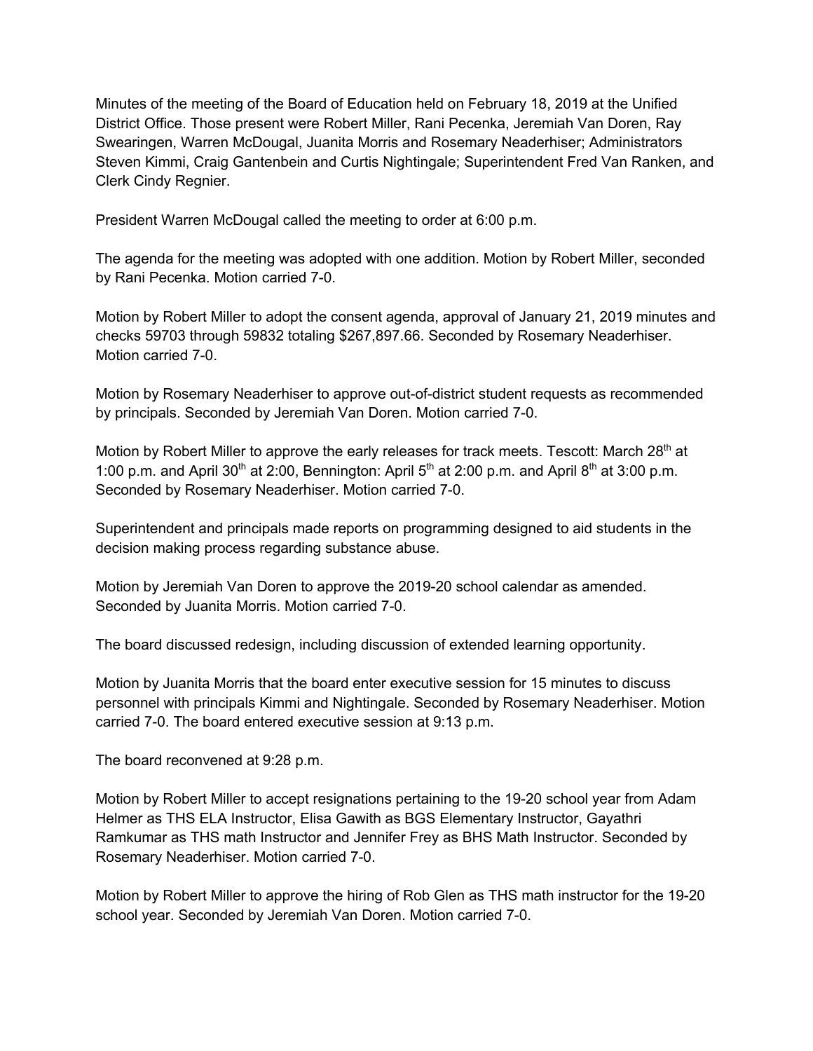Minutes of the meeting of the Board of Education held on February 18, 2019 at the Unified District Office. Those present were Robert Miller, Rani Pecenka, Jeremiah Van Doren, Ray Swearingen, Warren McDougal, Juanita Morris and Rosemary Neaderhiser; Administrators Steven Kimmi, Craig Gantenbein and Curtis Nightingale; Superintendent Fred Van Ranken, and Clerk Cindy Regnier.

President Warren McDougal called the meeting to order at 6:00 p.m.

The agenda for the meeting was adopted with one addition. Motion by Robert Miller, seconded by Rani Pecenka. Motion carried 7-0.

Motion by Robert Miller to adopt the consent agenda, approval of January 21, 2019 minutes and checks 59703 through 59832 totaling $267,897.66. Seconded by Rosemary Neaderhiser. Motion carried 7-0.

Motion by Rosemary Neaderhiser to approve out-of-district student requests as recommended by principals. Seconded by Jeremiah Van Doren. Motion carried 7-0.

Motion by Robert Miller to approve the early releases for track meets. Tescott: March 28th at 1:00 p.m. and April 30th at 2:00, Bennington: April 5th at 2:00 p.m. and April 8th at 3:00 p.m. Seconded by Rosemary Neaderhiser. Motion carried 7-0.

Superintendent and principals made reports on programming designed to aid students in the decision making process regarding substance abuse.

Motion by Jeremiah Van Doren to approve the 2019-20 school calendar as amended. Seconded by Juanita Morris. Motion carried 7-0.

The board discussed redesign, including discussion of extended learning opportunity.

Motion by Juanita Morris that the board enter executive session for 15 minutes to discuss personnel with principals Kimmi and Nightingale. Seconded by Rosemary Neaderhiser. Motion carried 7-0. The board entered executive session at 9:13 p.m.

The board reconvened at 9:28 p.m.

Motion by Robert Miller to accept resignations pertaining to the 19-20 school year from Adam Helmer as THS ELA Instructor, Elisa Gawith as BGS Elementary Instructor, Gayathri Ramkumar as THS math Instructor and Jennifer Frey as BHS Math Instructor. Seconded by Rosemary Neaderhiser. Motion carried 7-0.

Motion by Robert Miller to approve the hiring of Rob Glen as THS math instructor for the 19-20 school year. Seconded by Jeremiah Van Doren. Motion carried 7-0.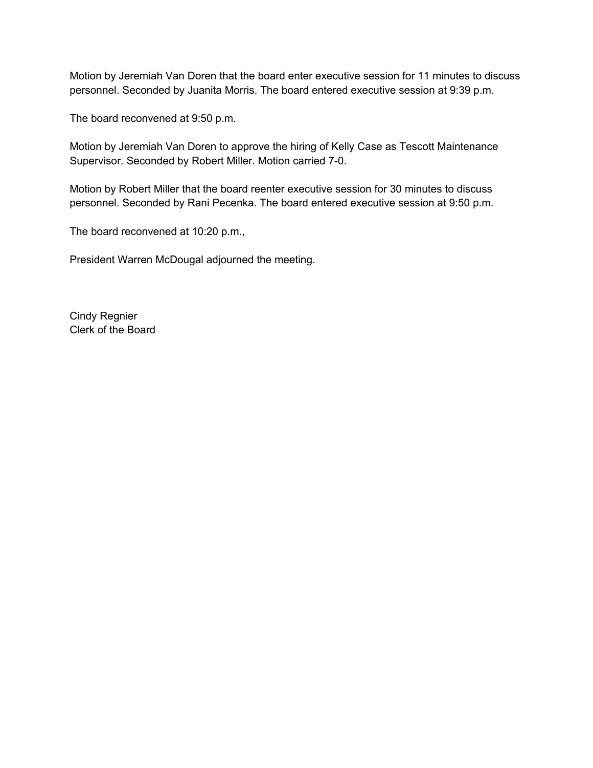Motion by Jeremiah Van Doren that the board enter executive session for 11 minutes to discuss personnel. Seconded by Juanita Morris. The board entered executive session at 9:39 p.m.

The board reconvened at 9:50 p.m.

Motion by Jeremiah Van Doren to approve the hiring of Kelly Case as Tescott Maintenance Supervisor. Seconded by Robert Miller. Motion carried 7-0.

Motion by Robert Miller that the board reenter executive session for 30 minutes to discuss personnel. Seconded by Rani Pecenka. The board entered executive session at 9:50 p.m.

The board reconvened at 10:20 p.m.,

President Warren McDougal adjourned the meeting.

Cindy Regnier
Clerk of the Board